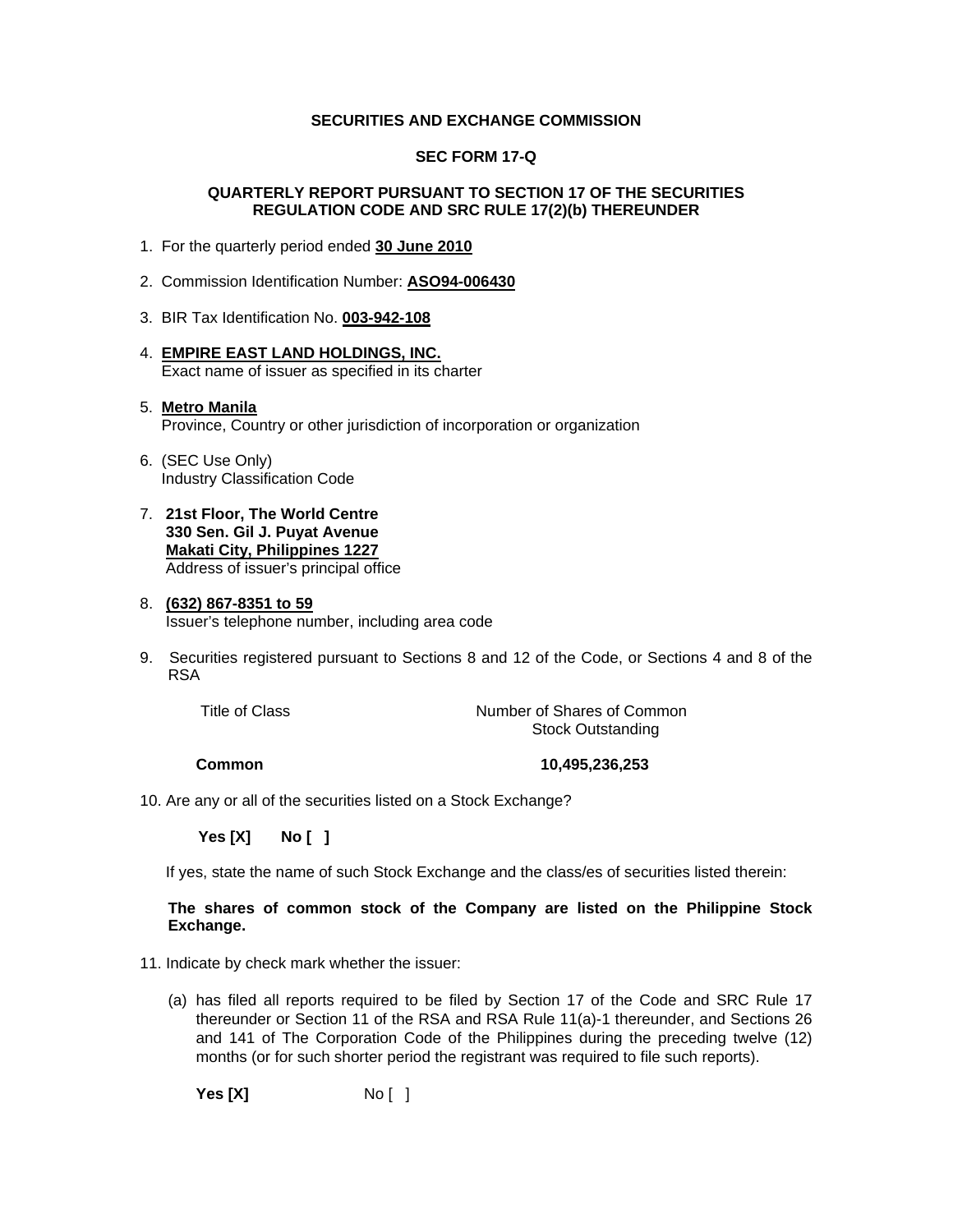**SECURITIES AND EXCHANGE COMMISSION**

**SEC FORM 17-Q**

**QUARTERLY REPORT PURSUANT TO SECTION 17 OF THE SECURITIES REGULATION CODE AND SRC RULE 17(2)(b) THEREUNDER**

1. For the quarterly period ended **30 June 2010**

2. Commission Identification Number: **ASO94-006430**

3. BIR Tax Identification No. **003-942-108**

4. **EMPIRE EAST LAND HOLDINGS, INC.**
   Exact name of issuer as specified in its charter

5. **Metro Manila**
   Province, Country or other jurisdiction of incorporation or organization

6. (SEC Use Only)
   Industry Classification Code

7. **21st Floor, The World Centre**
   **330 Sen. Gil J. Puyat Avenue**
   **Makati City, Philippines 1227**
   Address of issuer's principal office

8. **(632) 867-8351 to 59**
   Issuer's telephone number, including area code

9. Securities registered pursuant to Sections 8 and 12 of the Code, or Sections 4 and 8 of the RSA

| Title of Class | Number of Shares of Common Stock Outstanding |
|---|---|
| **Common** | **10,495,236,253** |

10. Are any or all of the securities listed on a Stock Exchange?

    **Yes [X]** **No [ ]**

    If yes, state the name of such Stock Exchange and the class/es of securities listed therein:

    **The shares of common stock of the Company are listed on the Philippine Stock Exchange.**

11. Indicate by check mark whether the issuer:

    (a) has filed all reports required to be filed by Section 17 of the Code and SRC Rule 17 thereunder or Section 11 of the RSA and RSA Rule 11(a)-1 thereunder, and Sections 26 and 141 of The Corporation Code of the Philippines during the preceding twelve (12) months (or for such shorter period the registrant was required to file such reports).

    **Yes [X]** No [ ]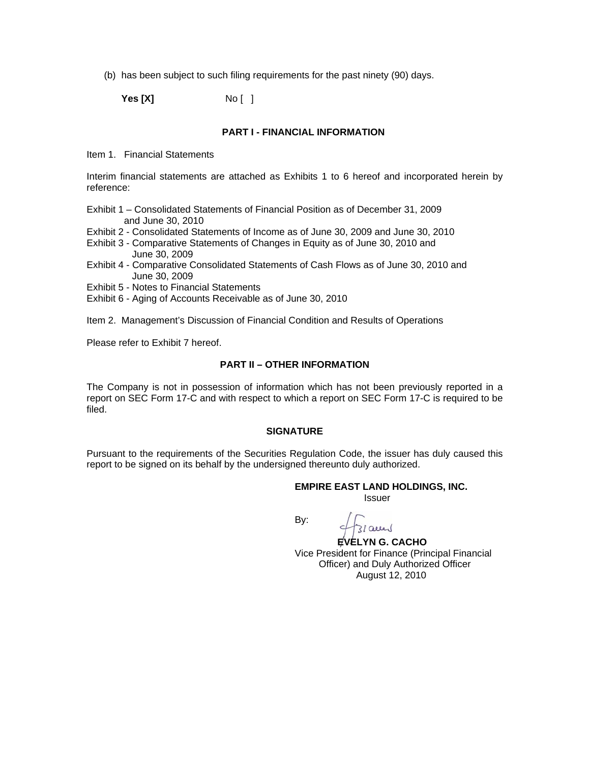(b) has been subject to such filing requirements for the past ninety (90) days.

**Yes [X]** No [ ]

## PART I - FINANCIAL INFORMATION

Item 1. Financial Statements

Interim financial statements are attached as Exhibits 1 to 6 hereof and incorporated herein by reference:

Exhibit 1 – Consolidated Statements of Financial Position as of December 31, 2009 and June 30, 2010
Exhibit 2 - Consolidated Statements of Income as of June 30, 2009 and June 30, 2010
Exhibit 3 - Comparative Statements of Changes in Equity as of June 30, 2010 and June 30, 2009
Exhibit 4 - Comparative Consolidated Statements of Cash Flows as of June 30, 2010 and June 30, 2009
Exhibit 5 - Notes to Financial Statements
Exhibit 6 - Aging of Accounts Receivable as of June 30, 2010

Item 2. Management's Discussion of Financial Condition and Results of Operations

Please refer to Exhibit 7 hereof.

## PART II – OTHER INFORMATION

The Company is not in possession of information which has not been previously reported in a report on SEC Form 17-C and with respect to which a report on SEC Form 17-C is required to be filed.

## SIGNATURE

Pursuant to the requirements of the Securities Regulation Code, the issuer has duly caused this report to be signed on its behalf by the undersigned thereunto duly authorized.

**EMPIRE EAST LAND HOLDINGS, INC.**
Issuer

By:

**EVELYN G. CACHO**
Vice President for Finance (Principal Financial Officer) and Duly Authorized Officer
August 12, 2010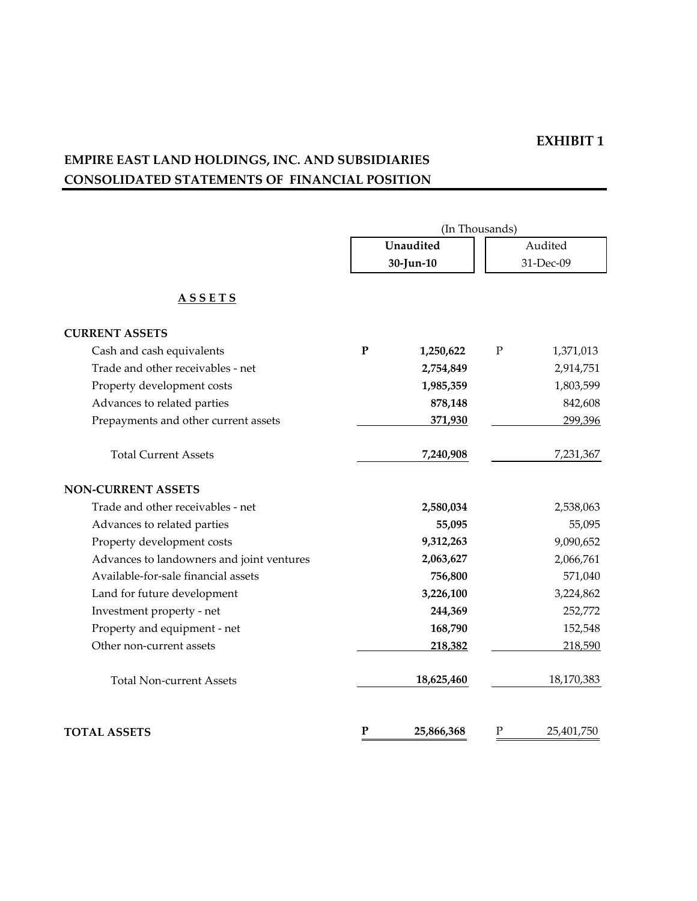**EXHIBIT 1**

## EMPIRE EAST LAND HOLDINGS, INC. AND SUBSIDIARIES
## CONSOLIDATED STATEMENTS OF FINANCIAL POSITION

| | (In Thousands) | |
|---|---|---|
| | **Unaudited** | Audited |
| | **30-Jun-10** | 31-Dec-09 |
| **A S S E T S** | | |
| **CURRENT ASSETS** | | |
| Cash and cash equivalents | **P 1,250,622** | P 1,371,013 |
| Trade and other receivables - net | **2,754,849** | 2,914,751 |
| Property development costs | **1,985,359** | 1,803,599 |
| Advances to related parties | **878,148** | 842,608 |
| Prepayments and other current assets | **371,930** | 299,396 |
| Total Current Assets | **7,240,908** | 7,231,367 |
| **NON-CURRENT ASSETS** | | |
| Trade and other receivables - net | **2,580,034** | 2,538,063 |
| Advances to related parties | **55,095** | 55,095 |
| Property development costs | **9,312,263** | 9,090,652 |
| Advances to landowners and joint ventures | **2,063,627** | 2,066,761 |
| Available-for-sale financial assets | **756,800** | 571,040 |
| Land for future development | **3,226,100** | 3,224,862 |
| Investment property - net | **244,369** | 252,772 |
| Property and equipment - net | **168,790** | 152,548 |
| Other non-current assets | **218,382** | 218,590 |
| Total Non-current Assets | **18,625,460** | 18,170,383 |
| **TOTAL ASSETS** | **P 25,866,368** | P 25,401,750 |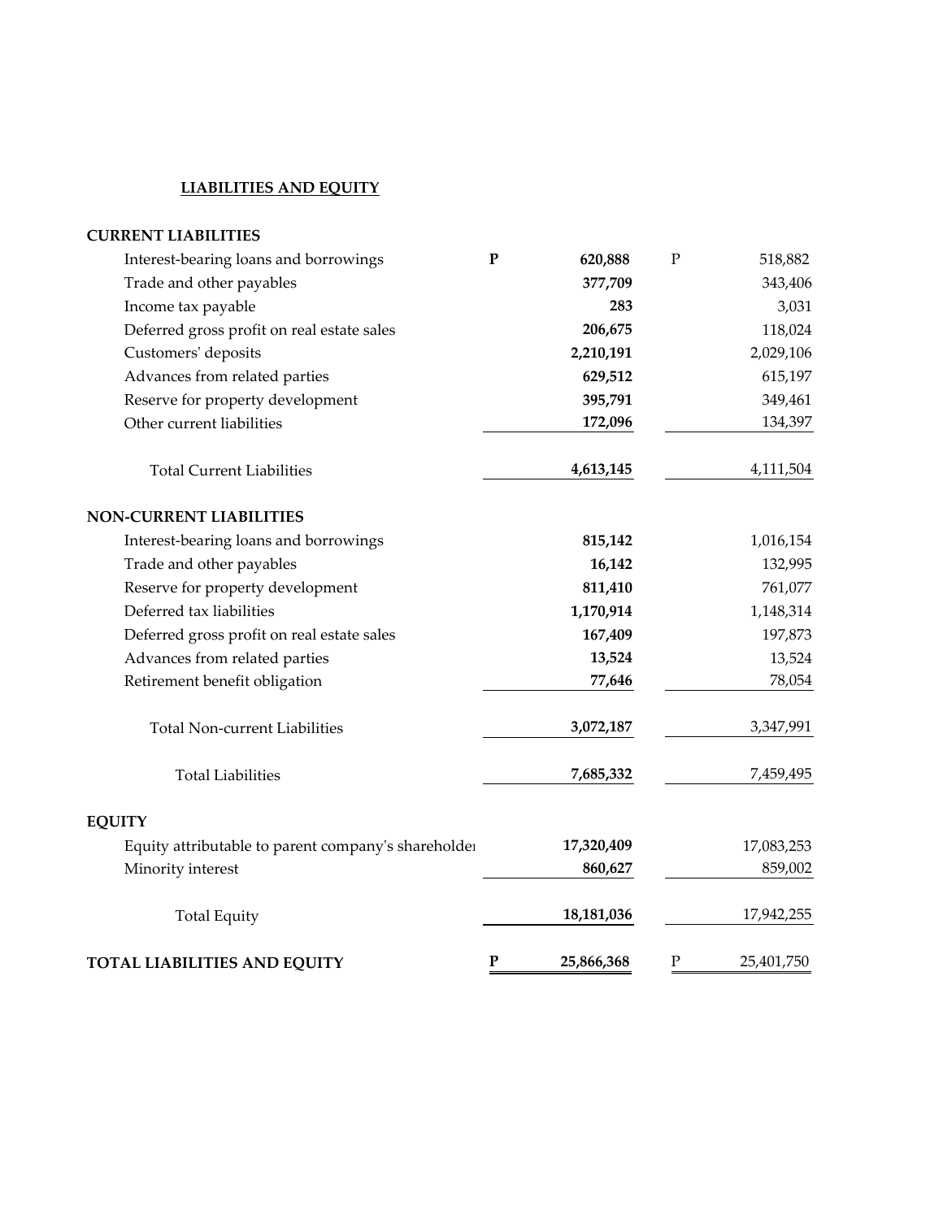## LIABILITIES AND EQUITY

| | | | | |
|---|---|---|---|---|
| **CURRENT LIABILITIES** | | | | |
| Interest-bearing loans and borrowings | **P** | **620,888** | P | 518,882 |
| Trade and other payables | | **377,709** | | 343,406 |
| Income tax payable | | **283** | | 3,031 |
| Deferred gross profit on real estate sales | | **206,675** | | 118,024 |
| Customers' deposits | | **2,210,191** | | 2,029,106 |
| Advances from related parties | | **629,512** | | 615,197 |
| Reserve for property development | | **395,791** | | 349,461 |
| Other current liabilities | | **172,096** | | 134,397 |
| Total Current Liabilities | | **4,613,145** | | 4,111,504 |
| **NON-CURRENT LIABILITIES** | | | | |
| Interest-bearing loans and borrowings | | **815,142** | | 1,016,154 |
| Trade and other payables | | **16,142** | | 132,995 |
| Reserve for property development | | **811,410** | | 761,077 |
| Deferred tax liabilities | | **1,170,914** | | 1,148,314 |
| Deferred gross profit on real estate sales | | **167,409** | | 197,873 |
| Advances from related parties | | **13,524** | | 13,524 |
| Retirement benefit obligation | | **77,646** | | 78,054 |
| Total Non-current Liabilities | | **3,072,187** | | 3,347,991 |
| Total Liabilities | | **7,685,332** | | 7,459,495 |
| **EQUITY** | | | | |
| Equity attributable to parent company's shareholder | | **17,320,409** | | 17,083,253 |
| Minority interest | | **860,627** | | 859,002 |
| Total Equity | | **18,181,036** | | 17,942,255 |
| **TOTAL LIABILITIES AND EQUITY** | **P** | **25,866,368** | P | 25,401,750 |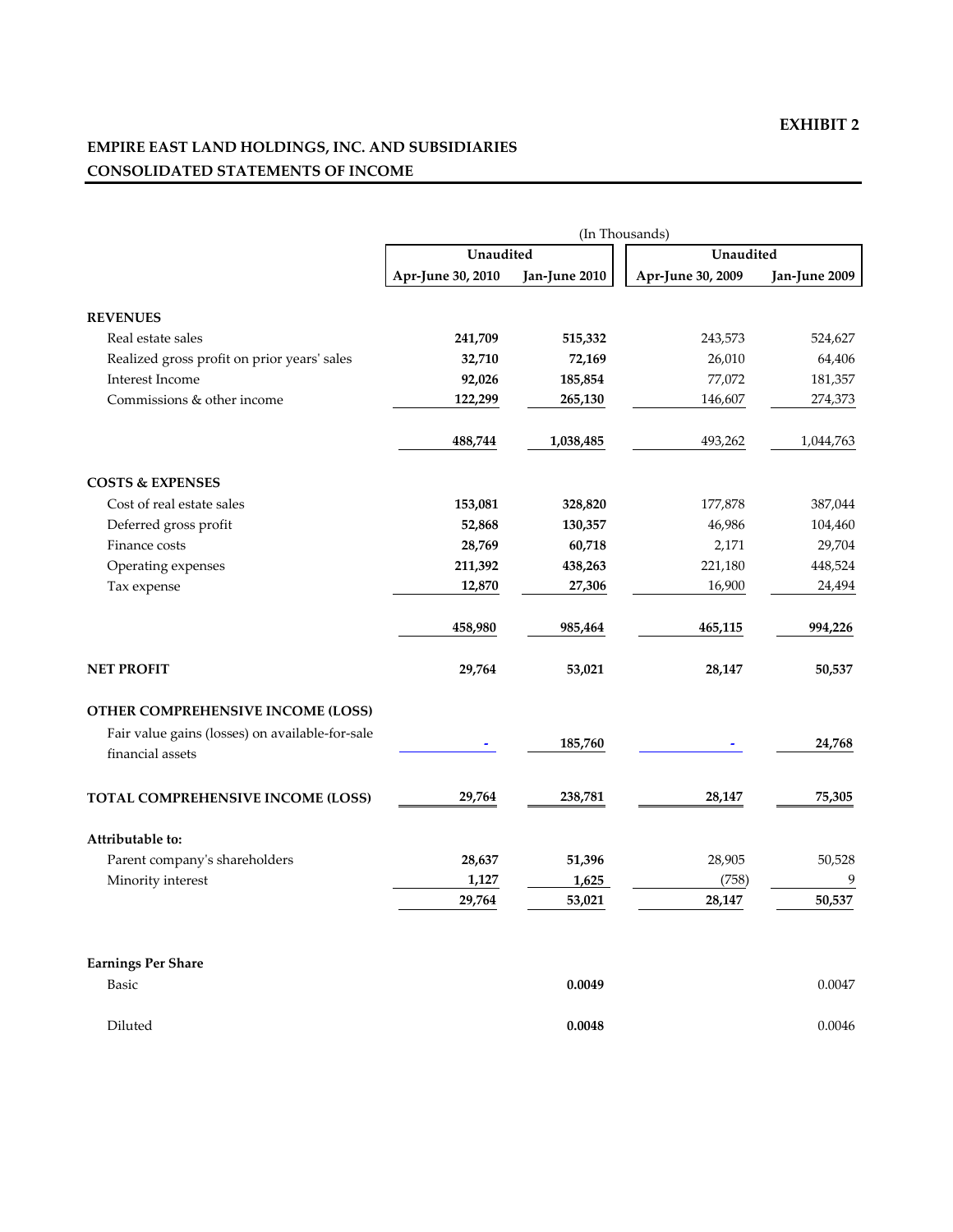**EXHIBIT 2**

**EMPIRE EAST LAND HOLDINGS, INC. AND SUBSIDIARIES**
**CONSOLIDATED STATEMENTS OF INCOME**

| | (In Thousands) | | | |
|---|---|---|---|---|
| | Unaudited | | Unaudited | |
| | Apr-June 30, 2010 | Jan-June 2010 | Apr-June 30, 2009 | Jan-June 2009 |
| **REVENUES** | | | | |
| Real estate sales | **241,709** | **515,332** | 243,573 | 524,627 |
| Realized gross profit on prior years' sales | **32,710** | **72,169** | 26,010 | 64,406 |
| Interest Income | **92,026** | **185,854** | 77,072 | 181,357 |
| Commissions & other income | **122,299** | **265,130** | 146,607 | 274,373 |
| | **488,744** | **1,038,485** | 493,262 | 1,044,763 |
| **COSTS & EXPENSES** | | | | |
| Cost of real estate sales | **153,081** | **328,820** | 177,878 | 387,044 |
| Deferred gross profit | **52,868** | **130,357** | 46,986 | 104,460 |
| Finance costs | **28,769** | **60,718** | 2,171 | 29,704 |
| Operating expenses | **211,392** | **438,263** | 221,180 | 448,524 |
| Tax expense | **12,870** | **27,306** | 16,900 | 24,494 |
| | **458,980** | **985,464** | **465,115** | **994,226** |
| **NET PROFIT** | **29,764** | **53,021** | **28,147** | **50,537** |
| **OTHER COMPREHENSIVE INCOME (LOSS)** | | | | |
| Fair value gains (losses) on available-for-sale financial assets | - | **185,760** | - | **24,768** |
| **TOTAL COMPREHENSIVE INCOME (LOSS)** | **29,764** | **238,781** | **28,147** | **75,305** |
| **Attributable to:** | | | | |
| Parent company's shareholders | **28,637** | **51,396** | 28,905 | 50,528 |
| Minority interest | **1,127** | **1,625** | (758) | 9 |
| | **29,764** | **53,021** | **28,147** | **50,537** |
| **Earnings Per Share** | | | | |
| Basic | | **0.0049** | | 0.0047 |
| Diluted | | **0.0048** | | 0.0046 |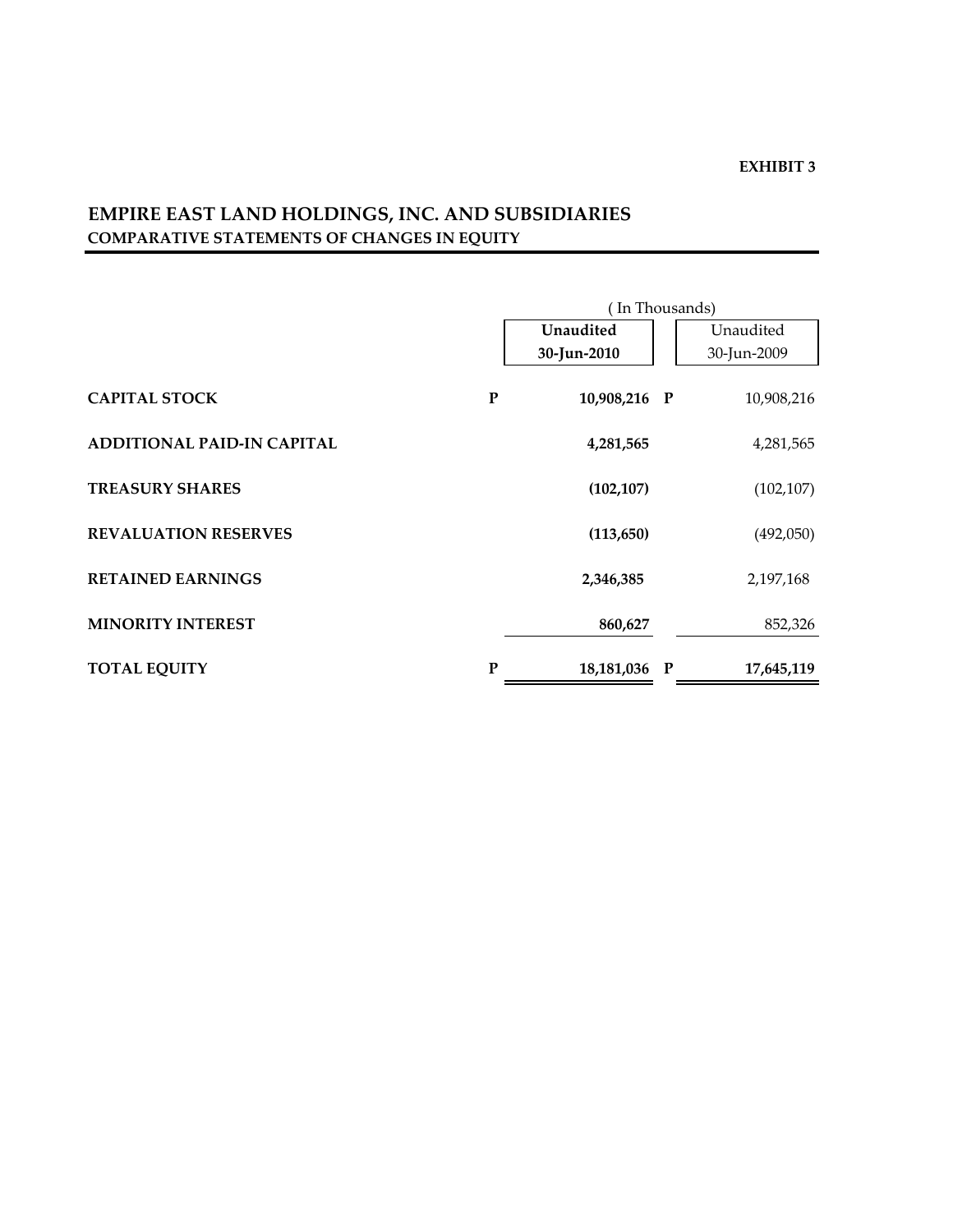**EXHIBIT 3**

# EMPIRE EAST LAND HOLDINGS, INC. AND SUBSIDIARIES
## COMPARATIVE STATEMENTS OF CHANGES IN EQUITY

| | ( In Thousands) | |
|---|---|---|
| | **Unaudited 30-Jun-2010** | Unaudited 30-Jun-2009 |
| **CAPITAL STOCK** | **P 10,908,216** | P 10,908,216 |
| **ADDITIONAL PAID-IN CAPITAL** | **4,281,565** | 4,281,565 |
| **TREASURY SHARES** | **(102,107)** | (102,107) |
| **REVALUATION RESERVES** | **(113,650)** | (492,050) |
| **RETAINED EARNINGS** | **2,346,385** | 2,197,168 |
| **MINORITY INTEREST** | **860,627** | 852,326 |
| **TOTAL EQUITY** | **P 18,181,036** | P **17,645,119** |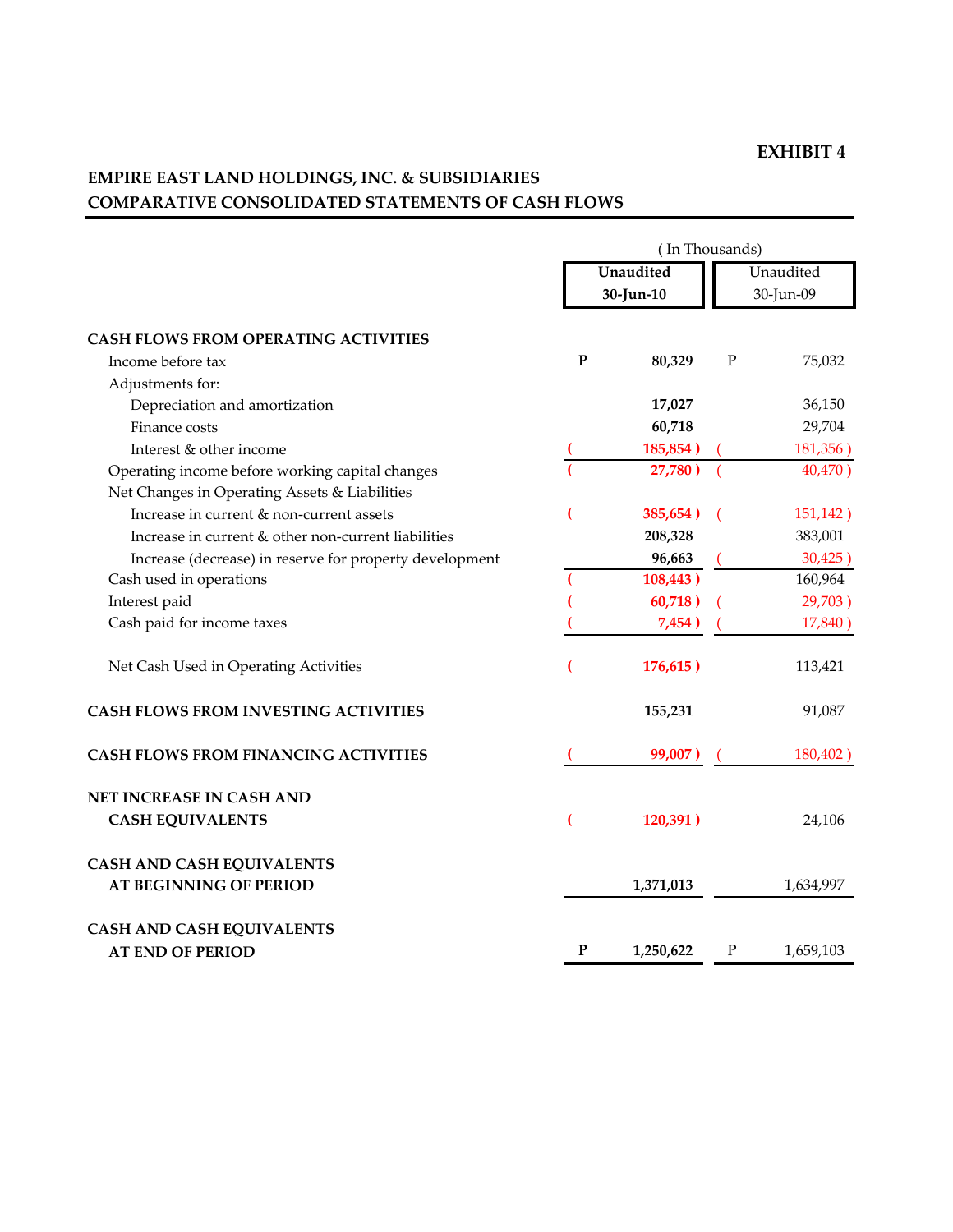**EXHIBIT 4**

## EMPIRE EAST LAND HOLDINGS, INC. & SUBSIDIARIES
## COMPARATIVE CONSOLIDATED STATEMENTS OF CASH FLOWS

| | ( In Thousands) | |
|---|---|---|
| | **Unaudited 30-Jun-10** | Unaudited 30-Jun-09 |
| **CASH FLOWS FROM OPERATING ACTIVITIES** | | |
| Income before tax | **P 80,329** | P 75,032 |
| Adjustments for: | | |
| Depreciation and amortization | **17,027** | 36,150 |
| Finance costs | **60,718** | 29,704 |
| Interest & other income | **( 185,854 )** | ( 181,356 ) |
| Operating income before working capital changes | **( 27,780 )** | ( 40,470 ) |
| Net Changes in Operating Assets & Liabilities | | |
| Increase in current & non-current assets | **( 385,654 )** | ( 151,142 ) |
| Increase in current & other non-current liabilities | **208,328** | 383,001 |
| Increase (decrease) in reserve for property development | **96,663** | ( 30,425 ) |
| Cash used in operations | **( 108,443 )** | 160,964 |
| Interest paid | **( 60,718 )** | ( 29,703 ) |
| Cash paid for income taxes | **( 7,454 )** | ( 17,840 ) |
| Net Cash Used in Operating Activities | **( 176,615 )** | 113,421 |
| **CASH FLOWS FROM INVESTING ACTIVITIES** | **155,231** | 91,087 |
| **CASH FLOWS FROM FINANCING ACTIVITIES** | **( 99,007 )** | ( 180,402 ) |
| **NET INCREASE IN CASH AND CASH EQUIVALENTS** | **( 120,391 )** | 24,106 |
| **CASH AND CASH EQUIVALENTS AT BEGINNING OF PERIOD** | **1,371,013** | 1,634,997 |
| **CASH AND CASH EQUIVALENTS AT END OF PERIOD** | **P 1,250,622** | P 1,659,103 |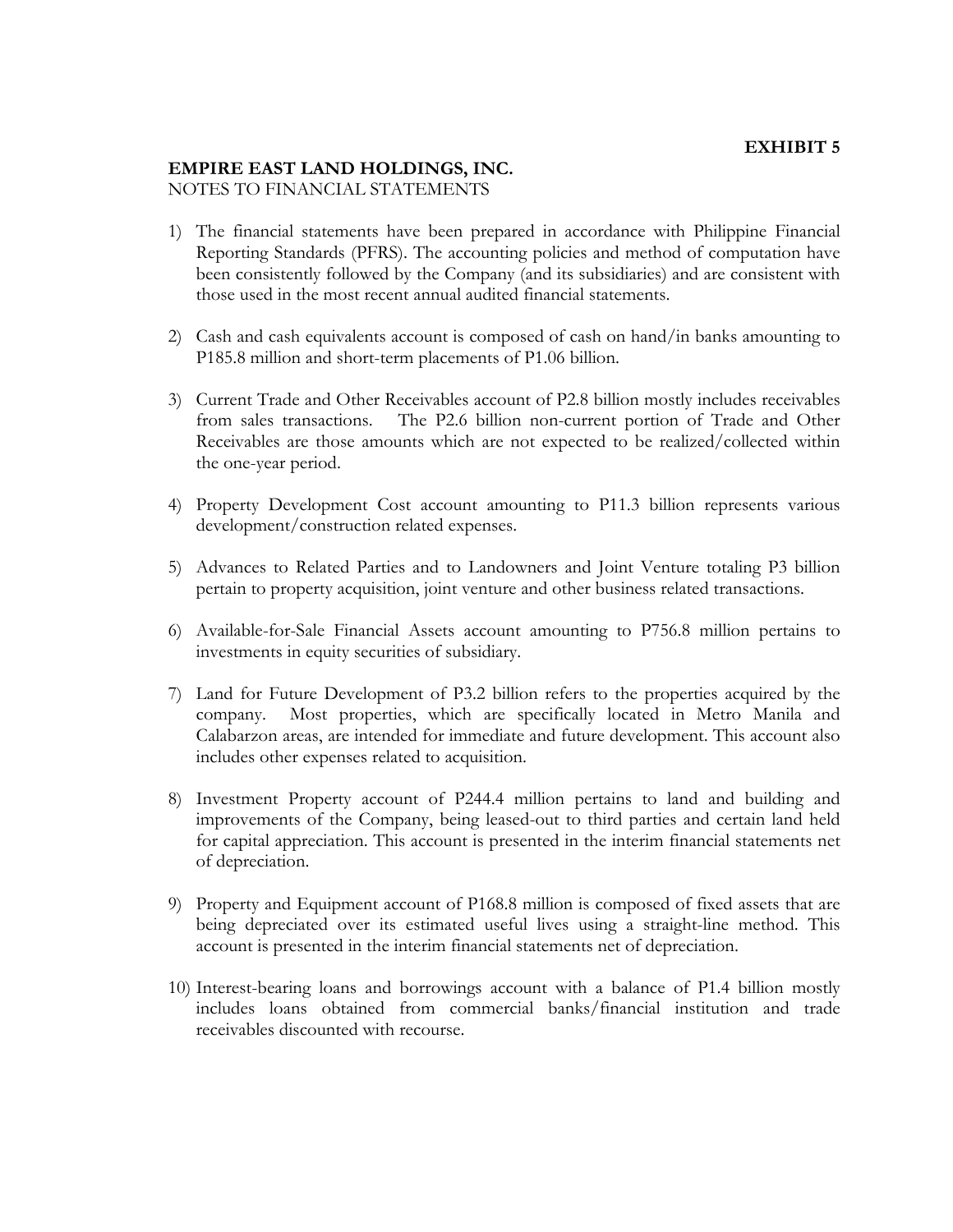**EXHIBIT 5**

**EMPIRE EAST LAND HOLDINGS, INC.**
NOTES TO FINANCIAL STATEMENTS

1) The financial statements have been prepared in accordance with Philippine Financial Reporting Standards (PFRS). The accounting policies and method of computation have been consistently followed by the Company (and its subsidiaries) and are consistent with those used in the most recent annual audited financial statements.

2) Cash and cash equivalents account is composed of cash on hand/in banks amounting to P185.8 million and short-term placements of P1.06 billion.

3) Current Trade and Other Receivables account of P2.8 billion mostly includes receivables from sales transactions. The P2.6 billion non-current portion of Trade and Other Receivables are those amounts which are not expected to be realized/collected within the one-year period.

4) Property Development Cost account amounting to P11.3 billion represents various development/construction related expenses.

5) Advances to Related Parties and to Landowners and Joint Venture totaling P3 billion pertain to property acquisition, joint venture and other business related transactions.

6) Available-for-Sale Financial Assets account amounting to P756.8 million pertains to investments in equity securities of subsidiary.

7) Land for Future Development of P3.2 billion refers to the properties acquired by the company. Most properties, which are specifically located in Metro Manila and Calabarzon areas, are intended for immediate and future development. This account also includes other expenses related to acquisition.

8) Investment Property account of P244.4 million pertains to land and building and improvements of the Company, being leased-out to third parties and certain land held for capital appreciation. This account is presented in the interim financial statements net of depreciation.

9) Property and Equipment account of P168.8 million is composed of fixed assets that are being depreciated over its estimated useful lives using a straight-line method. This account is presented in the interim financial statements net of depreciation.

10) Interest-bearing loans and borrowings account with a balance of P1.4 billion mostly includes loans obtained from commercial banks/financial institution and trade receivables discounted with recourse.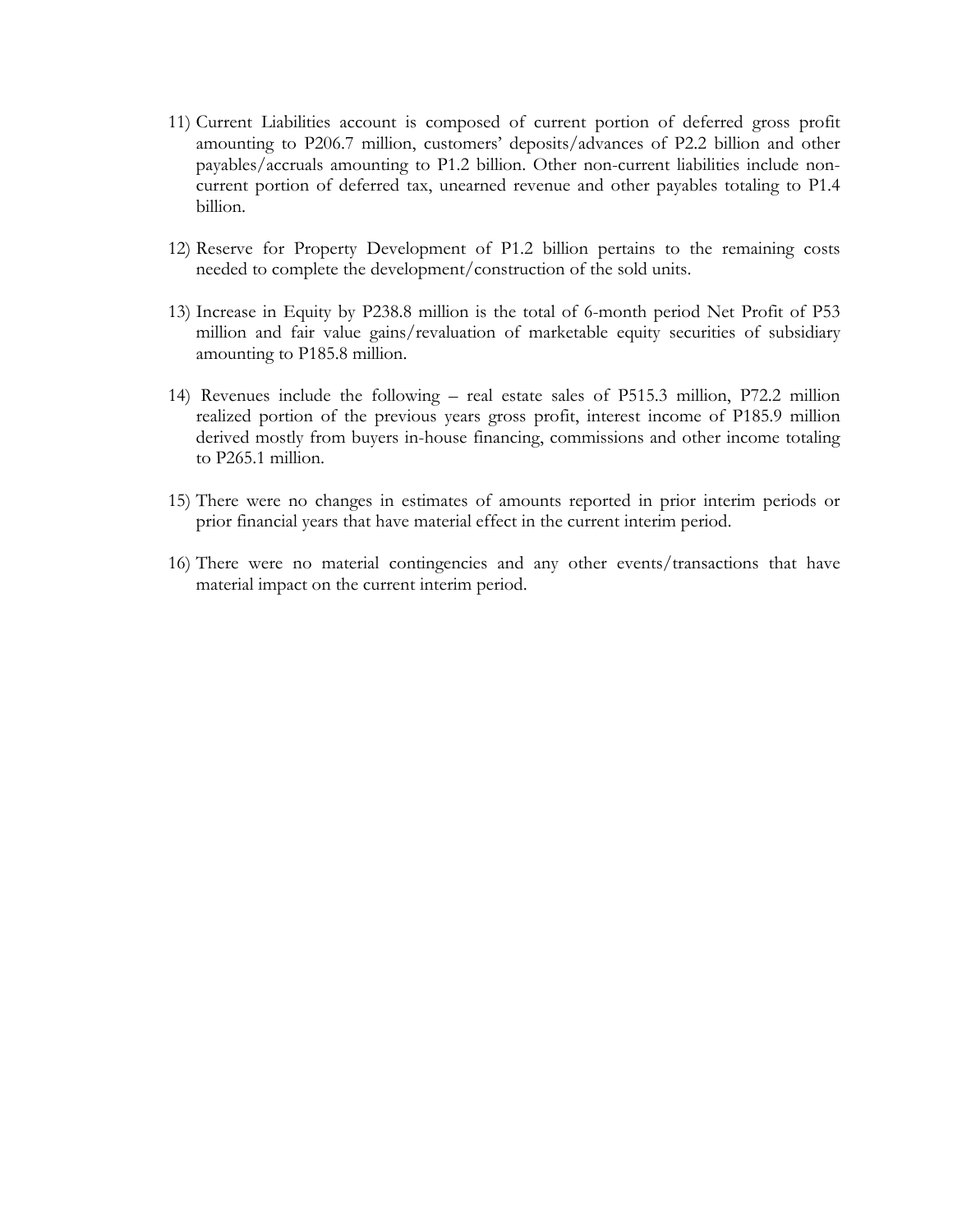11) Current Liabilities account is composed of current portion of deferred gross profit amounting to P206.7 million, customers' deposits/advances of P2.2 billion and other payables/accruals amounting to P1.2 billion. Other non-current liabilities include non-current portion of deferred tax, unearned revenue and other payables totaling to P1.4 billion.

12) Reserve for Property Development of P1.2 billion pertains to the remaining costs needed to complete the development/construction of the sold units.

13) Increase in Equity by P238.8 million is the total of 6-month period Net Profit of P53 million and fair value gains/revaluation of marketable equity securities of subsidiary amounting to P185.8 million.

14) Revenues include the following – real estate sales of P515.3 million, P72.2 million realized portion of the previous years gross profit, interest income of P185.9 million derived mostly from buyers in-house financing, commissions and other income totaling to P265.1 million.

15) There were no changes in estimates of amounts reported in prior interim periods or prior financial years that have material effect in the current interim period.

16) There were no material contingencies and any other events/transactions that have material impact on the current interim period.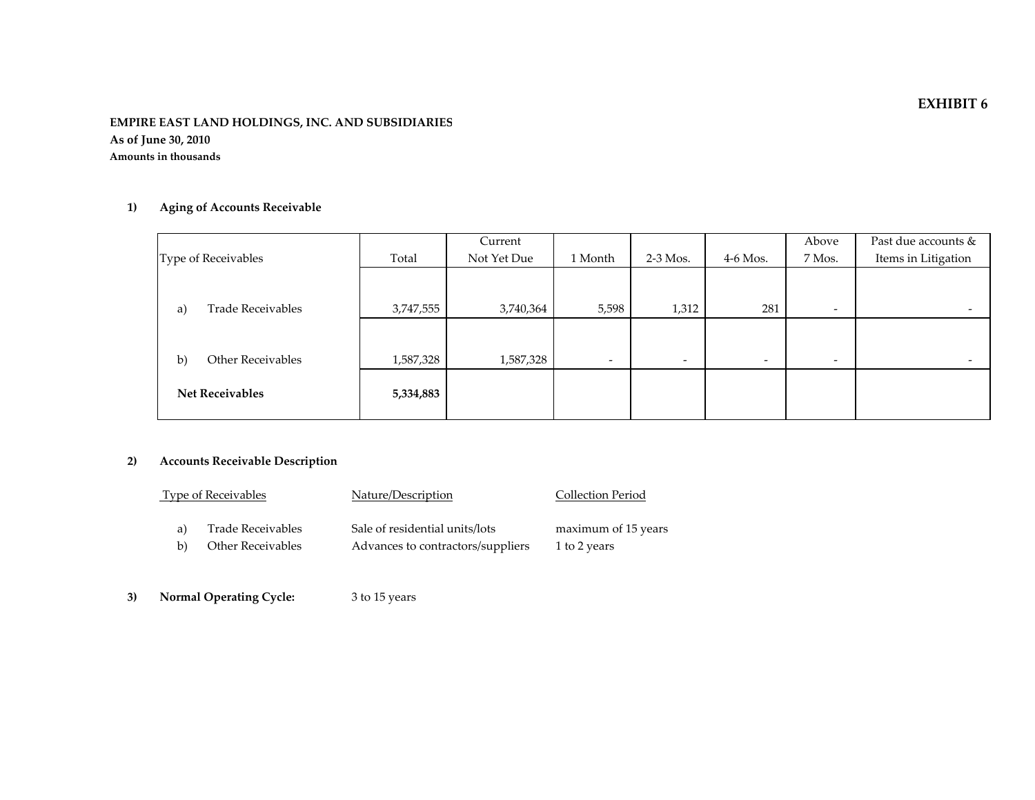**EXHIBIT 6**

**EMPIRE EAST LAND HOLDINGS, INC. AND SUBSIDIARIES**
**As of June 30, 2010**
**Amounts in thousands**

**1) Aging of Accounts Receivable**

| Type of Receivables | Total | Current Not Yet Due | 1 Month | 2-3 Mos. | 4-6 Mos. | Above 7 Mos. | Past due accounts & Items in Litigation |
|---|---|---|---|---|---|---|---|
| a) Trade Receivables | 3,747,555 | 3,740,364 | 5,598 | 1,312 | 281 | - | - |
| b) Other Receivables | 1,587,328 | 1,587,328 | - | - | - | - | - |
| **Net Receivables** | **5,334,883** | | | | | | |

**2) Accounts Receivable Description**

| Type of Receivables | Nature/Description | Collection Period |
|---|---|---|
| a) Trade Receivables | Sale of residential units/lots | maximum of 15 years |
| b) Other Receivables | Advances to contractors/suppliers | 1 to 2 years |

**3) Normal Operating Cycle:** 3 to 15 years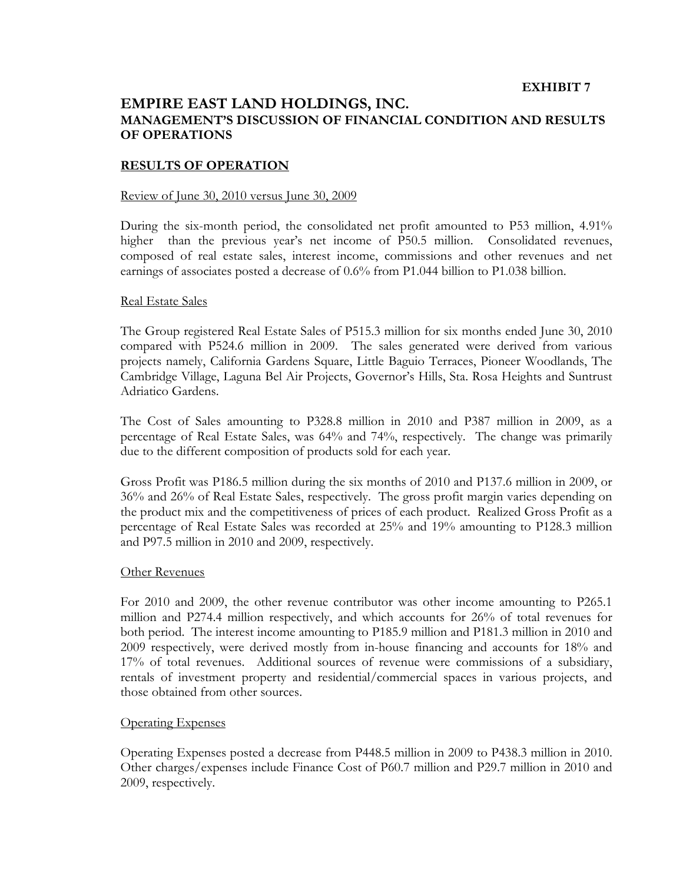**EXHIBIT 7**

# EMPIRE EAST LAND HOLDINGS, INC.

## MANAGEMENT'S DISCUSSION OF FINANCIAL CONDITION AND RESULTS OF OPERATIONS

### RESULTS OF OPERATION

Review of June 30, 2010 versus June 30, 2009

During the six-month period, the consolidated net profit amounted to P53 million, 4.91% higher than the previous year's net income of P50.5 million. Consolidated revenues, composed of real estate sales, interest income, commissions and other revenues and net earnings of associates posted a decrease of 0.6% from P1.044 billion to P1.038 billion.

Real Estate Sales

The Group registered Real Estate Sales of P515.3 million for six months ended June 30, 2010 compared with P524.6 million in 2009. The sales generated were derived from various projects namely, California Gardens Square, Little Baguio Terraces, Pioneer Woodlands, The Cambridge Village, Laguna Bel Air Projects, Governor's Hills, Sta. Rosa Heights and Suntrust Adriatico Gardens.

The Cost of Sales amounting to P328.8 million in 2010 and P387 million in 2009, as a percentage of Real Estate Sales, was 64% and 74%, respectively. The change was primarily due to the different composition of products sold for each year.

Gross Profit was P186.5 million during the six months of 2010 and P137.6 million in 2009, or 36% and 26% of Real Estate Sales, respectively. The gross profit margin varies depending on the product mix and the competitiveness of prices of each product. Realized Gross Profit as a percentage of Real Estate Sales was recorded at 25% and 19% amounting to P128.3 million and P97.5 million in 2010 and 2009, respectively.

Other Revenues

For 2010 and 2009, the other revenue contributor was other income amounting to P265.1 million and P274.4 million respectively, and which accounts for 26% of total revenues for both period. The interest income amounting to P185.9 million and P181.3 million in 2010 and 2009 respectively, were derived mostly from in-house financing and accounts for 18% and 17% of total revenues. Additional sources of revenue were commissions of a subsidiary, rentals of investment property and residential/commercial spaces in various projects, and those obtained from other sources.

Operating Expenses

Operating Expenses posted a decrease from P448.5 million in 2009 to P438.3 million in 2010. Other charges/expenses include Finance Cost of P60.7 million and P29.7 million in 2010 and 2009, respectively.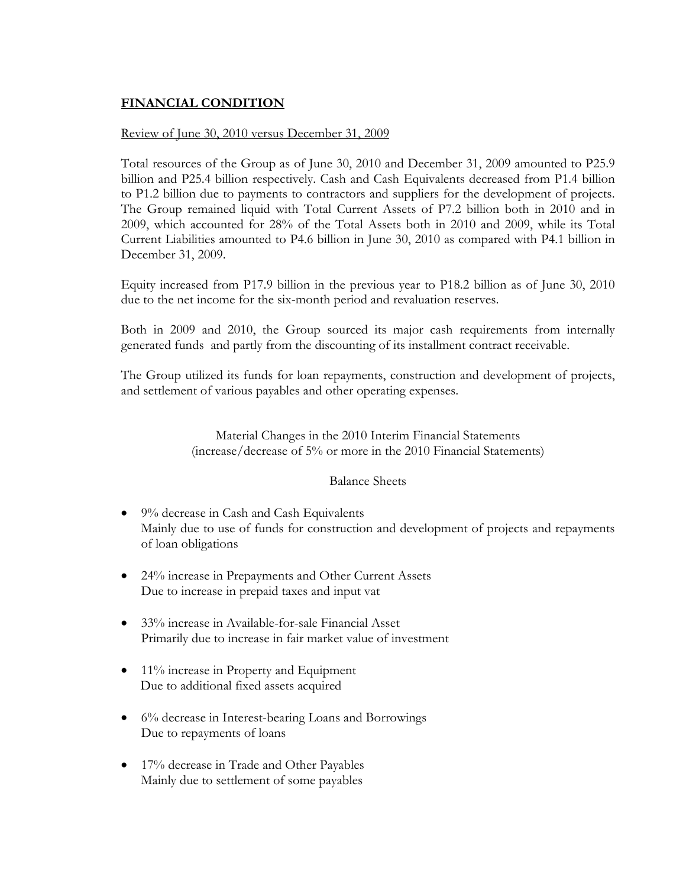## FINANCIAL CONDITION

Review of June 30, 2010 versus December 31, 2009

Total resources of the Group as of June 30, 2010 and December 31, 2009 amounted to P25.9 billion and P25.4 billion respectively. Cash and Cash Equivalents decreased from P1.4 billion to P1.2 billion due to payments to contractors and suppliers for the development of projects. The Group remained liquid with Total Current Assets of P7.2 billion both in 2010 and in 2009, which accounted for 28% of the Total Assets both in 2010 and 2009, while its Total Current Liabilities amounted to P4.6 billion in June 30, 2010 as compared with P4.1 billion in December 31, 2009.

Equity increased from P17.9 billion in the previous year to P18.2 billion as of June 30, 2010 due to the net income for the six-month period and revaluation reserves.

Both in 2009 and 2010, the Group sourced its major cash requirements from internally generated funds and partly from the discounting of its installment contract receivable.

The Group utilized its funds for loan repayments, construction and development of projects, and settlement of various payables and other operating expenses.

Material Changes in the 2010 Interim Financial Statements
(increase/decrease of 5% or more in the 2010 Financial Statements)

Balance Sheets

- 9% decrease in Cash and Cash Equivalents
  Mainly due to use of funds for construction and development of projects and repayments of loan obligations
- 24% increase in Prepayments and Other Current Assets
  Due to increase in prepaid taxes and input vat
- 33% increase in Available-for-sale Financial Asset
  Primarily due to increase in fair market value of investment
- 11% increase in Property and Equipment
  Due to additional fixed assets acquired
- 6% decrease in Interest-bearing Loans and Borrowings
  Due to repayments of loans
- 17% decrease in Trade and Other Payables
  Mainly due to settlement of some payables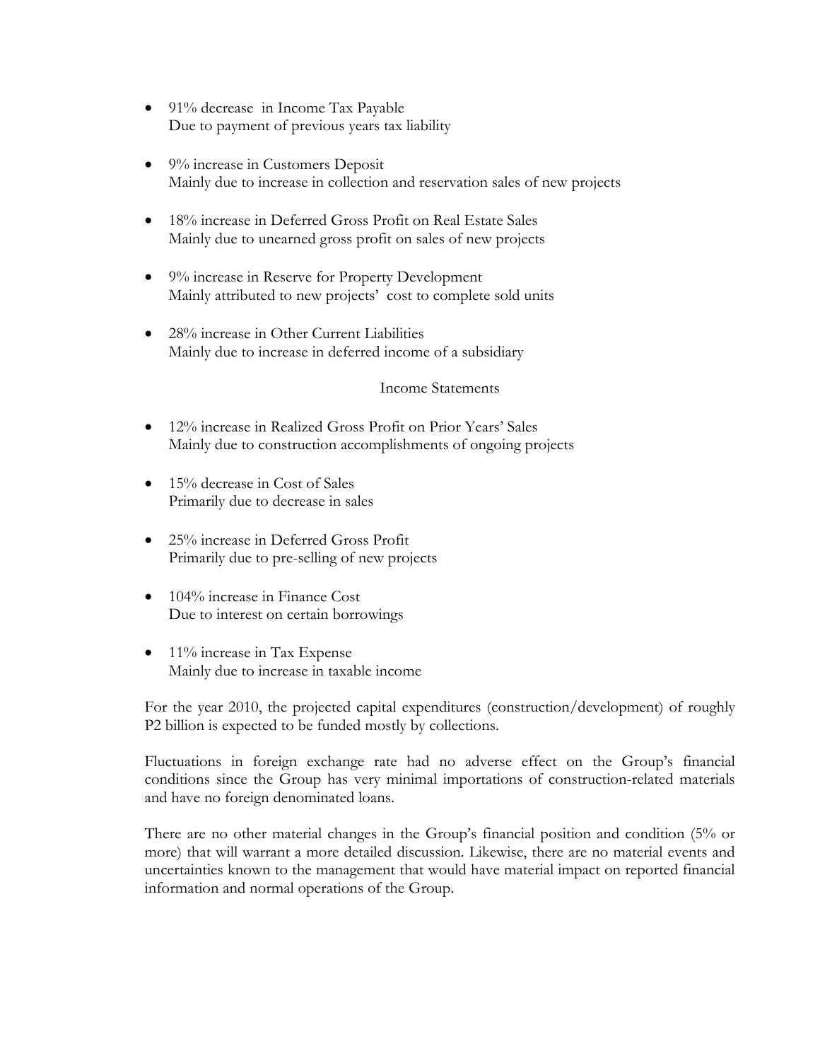- 91% decrease in Income Tax Payable
  Due to payment of previous years tax liability

- 9% increase in Customers Deposit
  Mainly due to increase in collection and reservation sales of new projects

- 18% increase in Deferred Gross Profit on Real Estate Sales
  Mainly due to unearned gross profit on sales of new projects

- 9% increase in Reserve for Property Development
  Mainly attributed to new projects' cost to complete sold units

- 28% increase in Other Current Liabilities
  Mainly due to increase in deferred income of a subsidiary

Income Statements

- 12% increase in Realized Gross Profit on Prior Years' Sales
  Mainly due to construction accomplishments of ongoing projects

- 15% decrease in Cost of Sales
  Primarily due to decrease in sales

- 25% increase in Deferred Gross Profit
  Primarily due to pre-selling of new projects

- 104% increase in Finance Cost
  Due to interest on certain borrowings

- 11% increase in Tax Expense
  Mainly due to increase in taxable income

For the year 2010, the projected capital expenditures (construction/development) of roughly P2 billion is expected to be funded mostly by collections.

Fluctuations in foreign exchange rate had no adverse effect on the Group's financial conditions since the Group has very minimal importations of construction-related materials and have no foreign denominated loans.

There are no other material changes in the Group's financial position and condition (5% or more) that will warrant a more detailed discussion. Likewise, there are no material events and uncertainties known to the management that would have material impact on reported financial information and normal operations of the Group.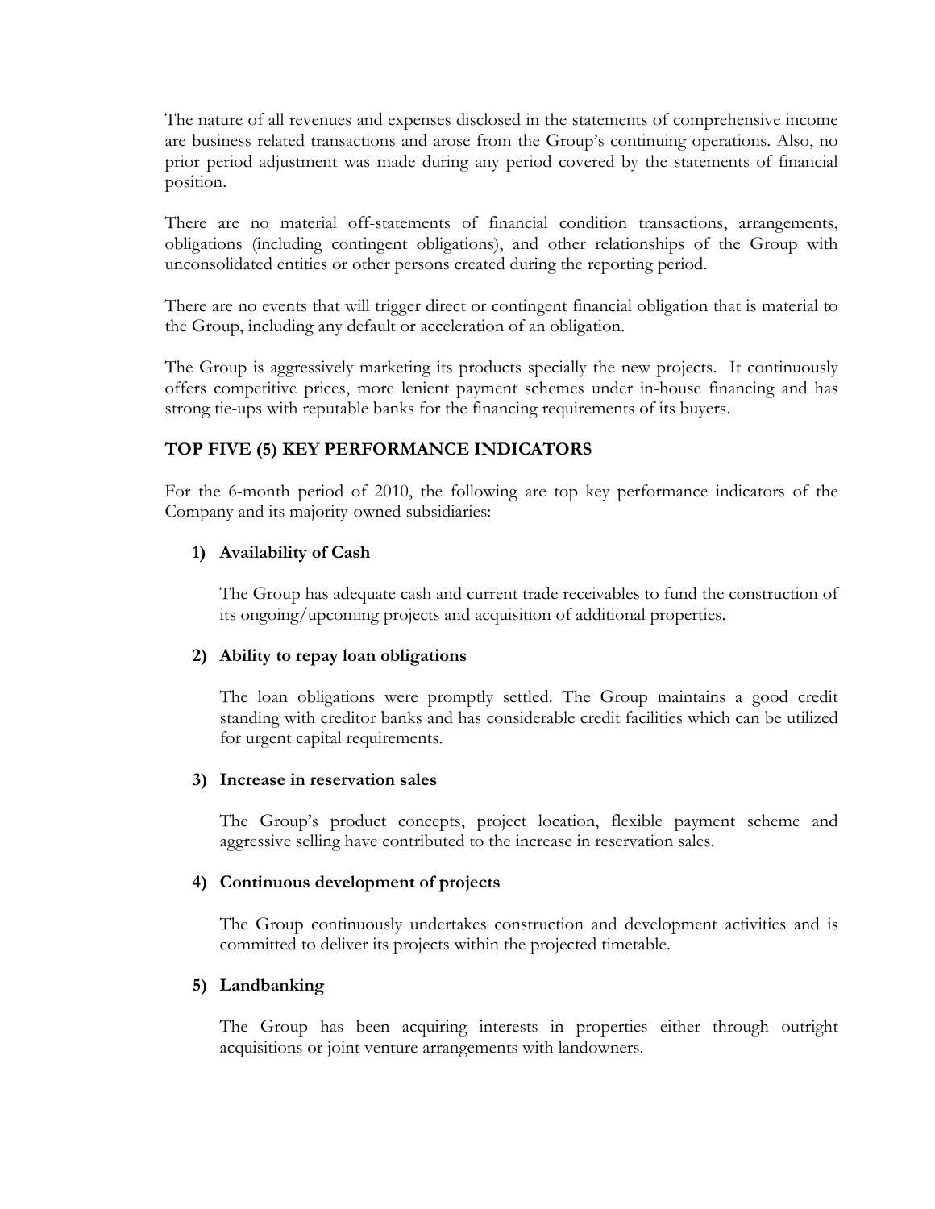The nature of all revenues and expenses disclosed in the statements of comprehensive income are business related transactions and arose from the Group's continuing operations. Also, no prior period adjustment was made during any period covered by the statements of financial position.

There are no material off-statements of financial condition transactions, arrangements, obligations (including contingent obligations), and other relationships of the Group with unconsolidated entities or other persons created during the reporting period.

There are no events that will trigger direct or contingent financial obligation that is material to the Group, including any default or acceleration of an obligation.

The Group is aggressively marketing its products specially the new projects. It continuously offers competitive prices, more lenient payment schemes under in-house financing and has strong tie-ups with reputable banks for the financing requirements of its buyers.

## TOP FIVE (5) KEY PERFORMANCE INDICATORS

For the 6-month period of 2010, the following are top key performance indicators of the Company and its majority-owned subsidiaries:

1) **Availability of Cash**

   The Group has adequate cash and current trade receivables to fund the construction of its ongoing/upcoming projects and acquisition of additional properties.

2) **Ability to repay loan obligations**

   The loan obligations were promptly settled. The Group maintains a good credit standing with creditor banks and has considerable credit facilities which can be utilized for urgent capital requirements.

3) **Increase in reservation sales**

   The Group's product concepts, project location, flexible payment scheme and aggressive selling have contributed to the increase in reservation sales.

4) **Continuous development of projects**

   The Group continuously undertakes construction and development activities and is committed to deliver its projects within the projected timetable.

5) **Landbanking**

   The Group has been acquiring interests in properties either through outright acquisitions or joint venture arrangements with landowners.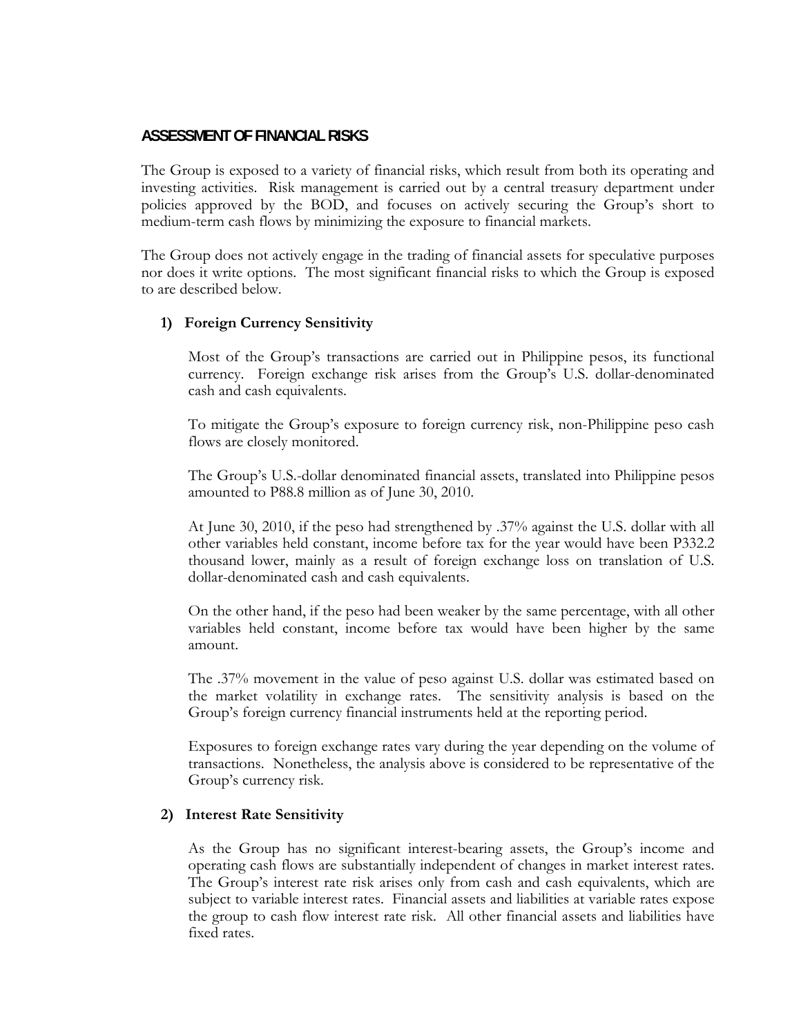## ASSESSMENT OF FINANCIAL RISKS

The Group is exposed to a variety of financial risks, which result from both its operating and investing activities. Risk management is carried out by a central treasury department under policies approved by the BOD, and focuses on actively securing the Group's short to medium-term cash flows by minimizing the exposure to financial markets.

The Group does not actively engage in the trading of financial assets for speculative purposes nor does it write options. The most significant financial risks to which the Group is exposed to are described below.

### 1) Foreign Currency Sensitivity

Most of the Group's transactions are carried out in Philippine pesos, its functional currency. Foreign exchange risk arises from the Group's U.S. dollar-denominated cash and cash equivalents.

To mitigate the Group's exposure to foreign currency risk, non-Philippine peso cash flows are closely monitored.

The Group's U.S.-dollar denominated financial assets, translated into Philippine pesos amounted to P88.8 million as of June 30, 2010.

At June 30, 2010, if the peso had strengthened by .37% against the U.S. dollar with all other variables held constant, income before tax for the year would have been P332.2 thousand lower, mainly as a result of foreign exchange loss on translation of U.S. dollar-denominated cash and cash equivalents.

On the other hand, if the peso had been weaker by the same percentage, with all other variables held constant, income before tax would have been higher by the same amount.

The .37% movement in the value of peso against U.S. dollar was estimated based on the market volatility in exchange rates. The sensitivity analysis is based on the Group's foreign currency financial instruments held at the reporting period.

Exposures to foreign exchange rates vary during the year depending on the volume of transactions. Nonetheless, the analysis above is considered to be representative of the Group's currency risk.

### 2) Interest Rate Sensitivity

As the Group has no significant interest-bearing assets, the Group's income and operating cash flows are substantially independent of changes in market interest rates. The Group's interest rate risk arises only from cash and cash equivalents, which are subject to variable interest rates. Financial assets and liabilities at variable rates expose the group to cash flow interest rate risk. All other financial assets and liabilities have fixed rates.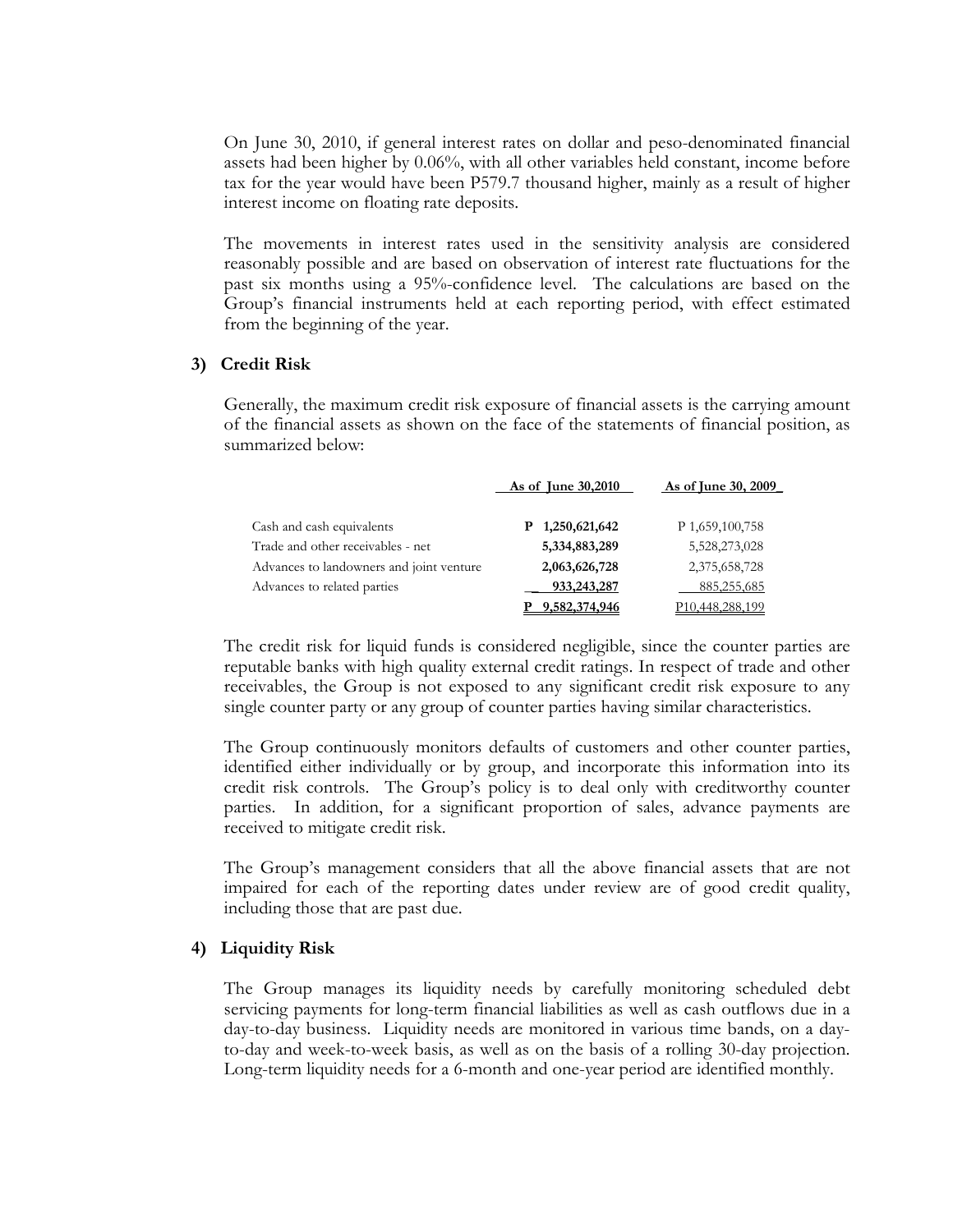On June 30, 2010, if general interest rates on dollar and peso-denominated financial assets had been higher by 0.06%, with all other variables held constant, income before tax for the year would have been P579.7 thousand higher, mainly as a result of higher interest income on floating rate deposits.

The movements in interest rates used in the sensitivity analysis are considered reasonably possible and are based on observation of interest rate fluctuations for the past six months using a 95%-confidence level. The calculations are based on the Group's financial instruments held at each reporting period, with effect estimated from the beginning of the year.

### 3) Credit Risk

Generally, the maximum credit risk exposure of financial assets is the carrying amount of the financial assets as shown on the face of the statements of financial position, as summarized below:

| | As of June 30,2010 | As of June 30, 2009 |
|---|---|---|
| Cash and cash equivalents | **P 1,250,621,642** | P 1,659,100,758 |
| Trade and other receivables - net | **5,334,883,289** | 5,528,273,028 |
| Advances to landowners and joint venture | **2,063,626,728** | 2,375,658,728 |
| Advances to related parties | **933,243,287** | 885,255,685 |
| | **P 9,582,374,946** | P10,448,288,199 |

The credit risk for liquid funds is considered negligible, since the counter parties are reputable banks with high quality external credit ratings. In respect of trade and other receivables, the Group is not exposed to any significant credit risk exposure to any single counter party or any group of counter parties having similar characteristics.

The Group continuously monitors defaults of customers and other counter parties, identified either individually or by group, and incorporate this information into its credit risk controls. The Group's policy is to deal only with creditworthy counter parties. In addition, for a significant proportion of sales, advance payments are received to mitigate credit risk.

The Group's management considers that all the above financial assets that are not impaired for each of the reporting dates under review are of good credit quality, including those that are past due.

### 4) Liquidity Risk

The Group manages its liquidity needs by carefully monitoring scheduled debt servicing payments for long-term financial liabilities as well as cash outflows due in a day-to-day business. Liquidity needs are monitored in various time bands, on a day-to-day and week-to-week basis, as well as on the basis of a rolling 30-day projection. Long-term liquidity needs for a 6-month and one-year period are identified monthly.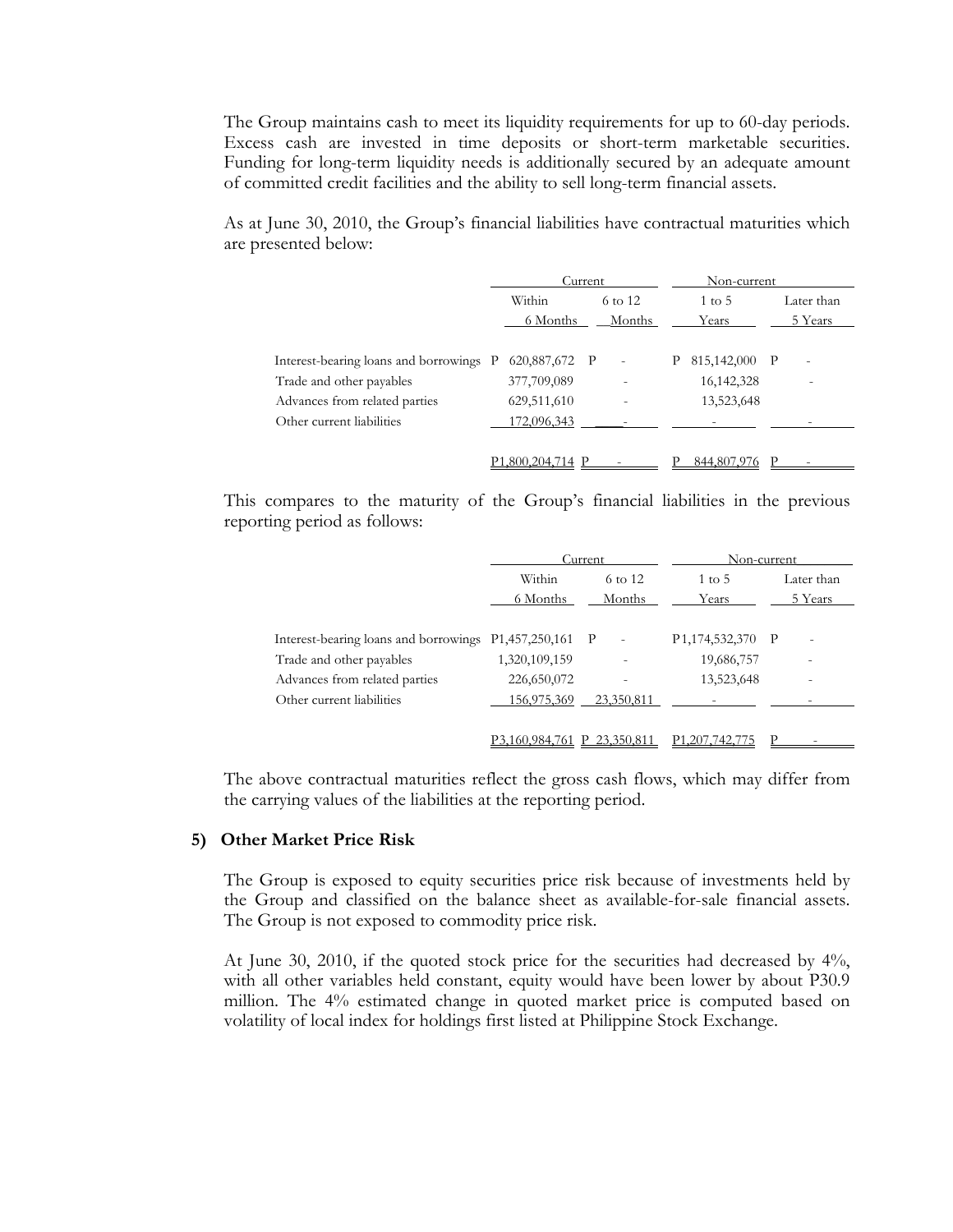The Group maintains cash to meet its liquidity requirements for up to 60-day periods. Excess cash are invested in time deposits or short-term marketable securities. Funding for long-term liquidity needs is additionally secured by an adequate amount of committed credit facilities and the ability to sell long-term financial assets.

As at June 30, 2010, the Group's financial liabilities have contractual maturities which are presented below:

| | Current | | Non-current | |
|---|---|---|---|---|
| | Within 6 Months | 6 to 12 Months | 1 to 5 Years | Later than 5 Years |
| Interest-bearing loans and borrowings | P 620,887,672 | P - | P 815,142,000 | P - |
| Trade and other payables | 377,709,089 | - | 16,142,328 | - |
| Advances from related parties | 629,511,610 | - | 13,523,648 | |
| Other current liabilities | 172,096,343 | - | - | - |
| | P1,800,204,714 | P - | P 844,807,976 | P - |

This compares to the maturity of the Group's financial liabilities in the previous reporting period as follows:

| | Current | | Non-current | |
|---|---|---|---|---|
| | Within 6 Months | 6 to 12 Months | 1 to 5 Years | Later than 5 Years |
| Interest-bearing loans and borrowings | P1,457,250,161 | P - | P1,174,532,370 | P - |
| Trade and other payables | 1,320,109,159 | - | 19,686,757 | - |
| Advances from related parties | 226,650,072 | - | 13,523,648 | - |
| Other current liabilities | 156,975,369 | 23,350,811 | - | - |
| | P3,160,984,761 | P 23,350,811 | P1,207,742,775 | P - |

The above contractual maturities reflect the gross cash flows, which may differ from the carrying values of the liabilities at the reporting period.

### 5) Other Market Price Risk

The Group is exposed to equity securities price risk because of investments held by the Group and classified on the balance sheet as available-for-sale financial assets. The Group is not exposed to commodity price risk.

At June 30, 2010, if the quoted stock price for the securities had decreased by 4%, with all other variables held constant, equity would have been lower by about P30.9 million. The 4% estimated change in quoted market price is computed based on volatility of local index for holdings first listed at Philippine Stock Exchange.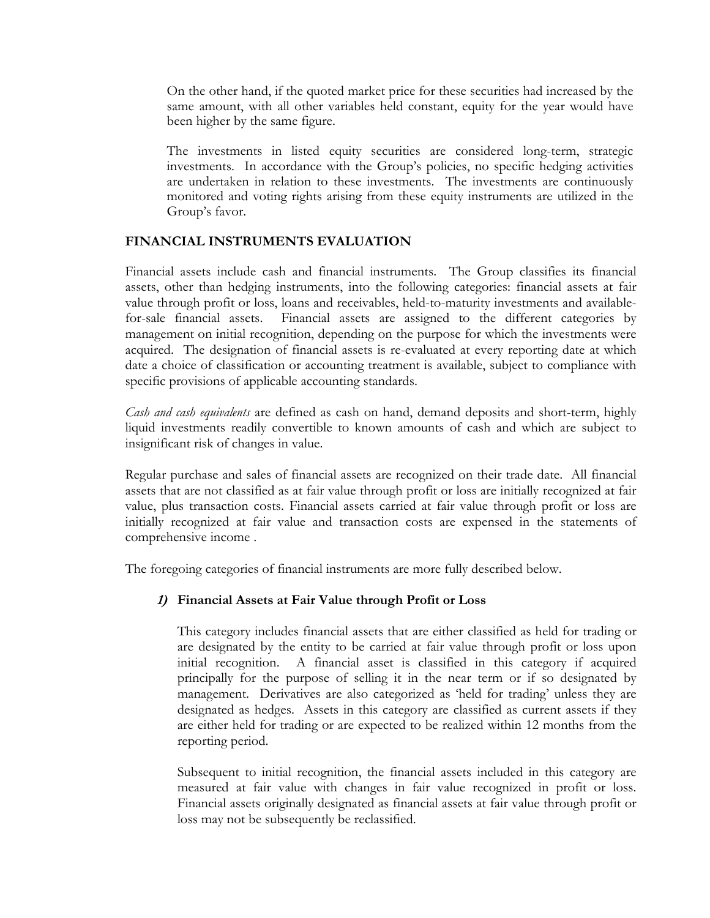On the other hand, if the quoted market price for these securities had increased by the same amount, with all other variables held constant, equity for the year would have been higher by the same figure.

The investments in listed equity securities are considered long-term, strategic investments. In accordance with the Group's policies, no specific hedging activities are undertaken in relation to these investments. The investments are continuously monitored and voting rights arising from these equity instruments are utilized in the Group's favor.

## FINANCIAL INSTRUMENTS EVALUATION

Financial assets include cash and financial instruments. The Group classifies its financial assets, other than hedging instruments, into the following categories: financial assets at fair value through profit or loss, loans and receivables, held-to-maturity investments and available-for-sale financial assets. Financial assets are assigned to the different categories by management on initial recognition, depending on the purpose for which the investments were acquired. The designation of financial assets is re-evaluated at every reporting date at which date a choice of classification or accounting treatment is available, subject to compliance with specific provisions of applicable accounting standards.

*Cash and cash equivalents* are defined as cash on hand, demand deposits and short-term, highly liquid investments readily convertible to known amounts of cash and which are subject to insignificant risk of changes in value.

Regular purchase and sales of financial assets are recognized on their trade date. All financial assets that are not classified as at fair value through profit or loss are initially recognized at fair value, plus transaction costs. Financial assets carried at fair value through profit or loss are initially recognized at fair value and transaction costs are expensed in the statements of comprehensive income .

The foregoing categories of financial instruments are more fully described below.

### *1)* Financial Assets at Fair Value through Profit or Loss

This category includes financial assets that are either classified as held for trading or are designated by the entity to be carried at fair value through profit or loss upon initial recognition. A financial asset is classified in this category if acquired principally for the purpose of selling it in the near term or if so designated by management. Derivatives are also categorized as 'held for trading' unless they are designated as hedges. Assets in this category are classified as current assets if they are either held for trading or are expected to be realized within 12 months from the reporting period.

Subsequent to initial recognition, the financial assets included in this category are measured at fair value with changes in fair value recognized in profit or loss. Financial assets originally designated as financial assets at fair value through profit or loss may not be subsequently be reclassified.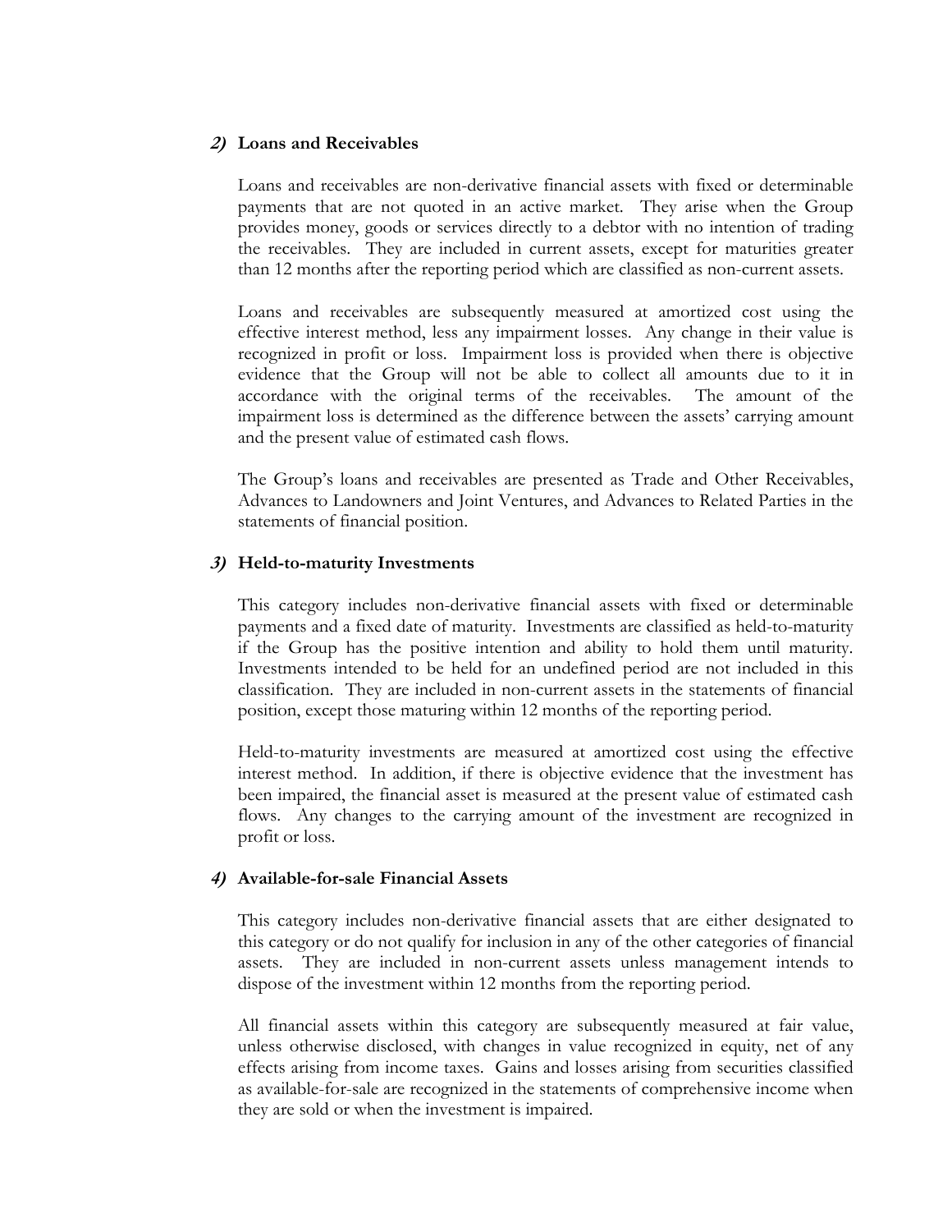### *2)* **Loans and Receivables**

Loans and receivables are non-derivative financial assets with fixed or determinable payments that are not quoted in an active market. They arise when the Group provides money, goods or services directly to a debtor with no intention of trading the receivables. They are included in current assets, except for maturities greater than 12 months after the reporting period which are classified as non-current assets.

Loans and receivables are subsequently measured at amortized cost using the effective interest method, less any impairment losses. Any change in their value is recognized in profit or loss. Impairment loss is provided when there is objective evidence that the Group will not be able to collect all amounts due to it in accordance with the original terms of the receivables. The amount of the impairment loss is determined as the difference between the assets' carrying amount and the present value of estimated cash flows.

The Group's loans and receivables are presented as Trade and Other Receivables, Advances to Landowners and Joint Ventures, and Advances to Related Parties in the statements of financial position.

### *3)* **Held-to-maturity Investments**

This category includes non-derivative financial assets with fixed or determinable payments and a fixed date of maturity. Investments are classified as held-to-maturity if the Group has the positive intention and ability to hold them until maturity. Investments intended to be held for an undefined period are not included in this classification. They are included in non-current assets in the statements of financial position, except those maturing within 12 months of the reporting period.

Held-to-maturity investments are measured at amortized cost using the effective interest method. In addition, if there is objective evidence that the investment has been impaired, the financial asset is measured at the present value of estimated cash flows. Any changes to the carrying amount of the investment are recognized in profit or loss.

### *4)* **Available-for-sale Financial Assets**

This category includes non-derivative financial assets that are either designated to this category or do not qualify for inclusion in any of the other categories of financial assets. They are included in non-current assets unless management intends to dispose of the investment within 12 months from the reporting period.

All financial assets within this category are subsequently measured at fair value, unless otherwise disclosed, with changes in value recognized in equity, net of any effects arising from income taxes. Gains and losses arising from securities classified as available-for-sale are recognized in the statements of comprehensive income when they are sold or when the investment is impaired.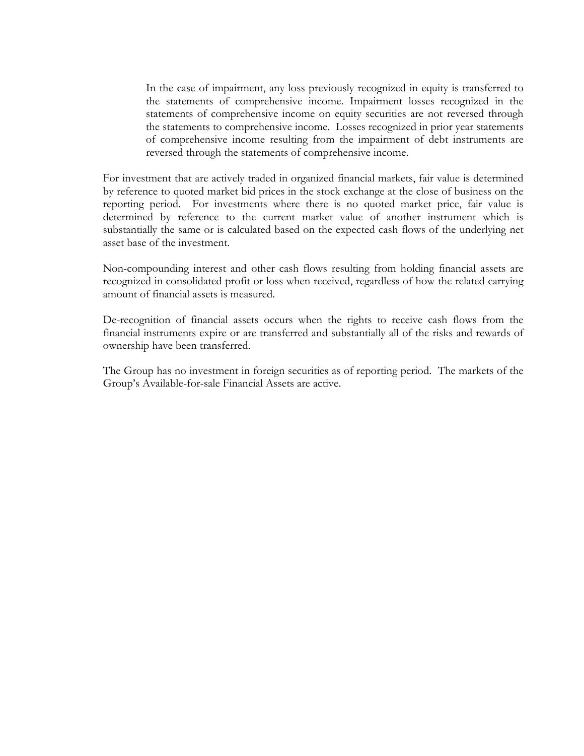In the case of impairment, any loss previously recognized in equity is transferred to the statements of comprehensive income. Impairment losses recognized in the statements of comprehensive income on equity securities are not reversed through the statements to comprehensive income. Losses recognized in prior year statements of comprehensive income resulting from the impairment of debt instruments are reversed through the statements of comprehensive income.

For investment that are actively traded in organized financial markets, fair value is determined by reference to quoted market bid prices in the stock exchange at the close of business on the reporting period. For investments where there is no quoted market price, fair value is determined by reference to the current market value of another instrument which is substantially the same or is calculated based on the expected cash flows of the underlying net asset base of the investment.

Non-compounding interest and other cash flows resulting from holding financial assets are recognized in consolidated profit or loss when received, regardless of how the related carrying amount of financial assets is measured.

De-recognition of financial assets occurs when the rights to receive cash flows from the financial instruments expire or are transferred and substantially all of the risks and rewards of ownership have been transferred.

The Group has no investment in foreign securities as of reporting period. The markets of the Group's Available-for-sale Financial Assets are active.